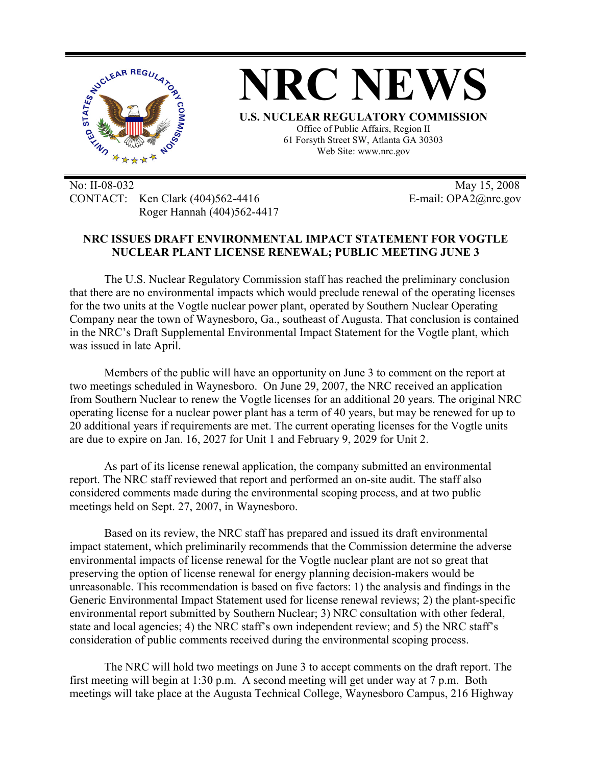# NRC NEWS

**U.S. NUCLEAR REGULATORY COMMISSION**

Office of Public Affairs, Region II
61 Forsyth Street SW, Atlanta GA 30303
Web Site: www.nrc.gov

No: II-08-032
CONTACT: Ken Clark (404)562-4416
Roger Hannah (404)562-4417

May 15, 2008
E-mail: OPA2@nrc.gov

## NRC ISSUES DRAFT ENVIRONMENTAL IMPACT STATEMENT FOR VOGTLE NUCLEAR PLANT LICENSE RENEWAL; PUBLIC MEETING JUNE 3

The U.S. Nuclear Regulatory Commission staff has reached the preliminary conclusion that there are no environmental impacts which would preclude renewal of the operating licenses for the two units at the Vogtle nuclear power plant, operated by Southern Nuclear Operating Company near the town of Waynesboro, Ga., southeast of Augusta. That conclusion is contained in the NRC's Draft Supplemental Environmental Impact Statement for the Vogtle plant, which was issued in late April.

Members of the public will have an opportunity on June 3 to comment on the report at two meetings scheduled in Waynesboro. On June 29, 2007, the NRC received an application from Southern Nuclear to renew the Vogtle licenses for an additional 20 years. The original NRC operating license for a nuclear power plant has a term of 40 years, but may be renewed for up to 20 additional years if requirements are met. The current operating licenses for the Vogtle units are due to expire on Jan. 16, 2027 for Unit 1 and February 9, 2029 for Unit 2.

As part of its license renewal application, the company submitted an environmental report. The NRC staff reviewed that report and performed an on-site audit. The staff also considered comments made during the environmental scoping process, and at two public meetings held on Sept. 27, 2007, in Waynesboro.

Based on its review, the NRC staff has prepared and issued its draft environmental impact statement, which preliminarily recommends that the Commission determine the adverse environmental impacts of license renewal for the Vogtle nuclear plant are not so great that preserving the option of license renewal for energy planning decision-makers would be unreasonable. This recommendation is based on five factors: 1) the analysis and findings in the Generic Environmental Impact Statement used for license renewal reviews; 2) the plant-specific environmental report submitted by Southern Nuclear; 3) NRC consultation with other federal, state and local agencies; 4) the NRC staff's own independent review; and 5) the NRC staff's consideration of public comments received during the environmental scoping process.

The NRC will hold two meetings on June 3 to accept comments on the draft report. The first meeting will begin at 1:30 p.m. A second meeting will get under way at 7 p.m. Both meetings will take place at the Augusta Technical College, Waynesboro Campus, 216 Highway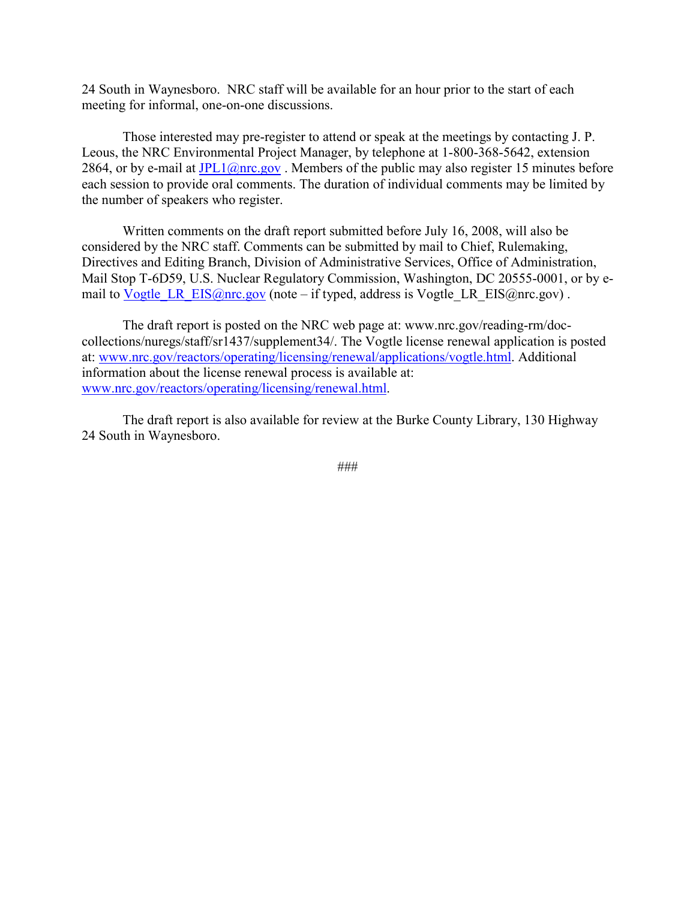24 South in Waynesboro. NRC staff will be available for an hour prior to the start of each meeting for informal, one-on-one discussions.

Those interested may pre-register to attend or speak at the meetings by contacting J. P. Leous, the NRC Environmental Project Manager, by telephone at 1-800-368-5642, extension 2864, or by e-mail at JPL1@nrc.gov . Members of the public may also register 15 minutes before each session to provide oral comments. The duration of individual comments may be limited by the number of speakers who register.

Written comments on the draft report submitted before July 16, 2008, will also be considered by the NRC staff. Comments can be submitted by mail to Chief, Rulemaking, Directives and Editing Branch, Division of Administrative Services, Office of Administration, Mail Stop T-6D59, U.S. Nuclear Regulatory Commission, Washington, DC 20555-0001, or by e-mail to Vogtle_LR_EIS@nrc.gov (note – if typed, address is Vogtle_LR_EIS@nrc.gov) .

The draft report is posted on the NRC web page at: www.nrc.gov/reading-rm/doc-collections/nuregs/staff/sr1437/supplement34/. The Vogtle license renewal application is posted at: www.nrc.gov/reactors/operating/licensing/renewal/applications/vogtle.html. Additional information about the license renewal process is available at: www.nrc.gov/reactors/operating/licensing/renewal.html.

The draft report is also available for review at the Burke County Library, 130 Highway 24 South in Waynesboro.

###